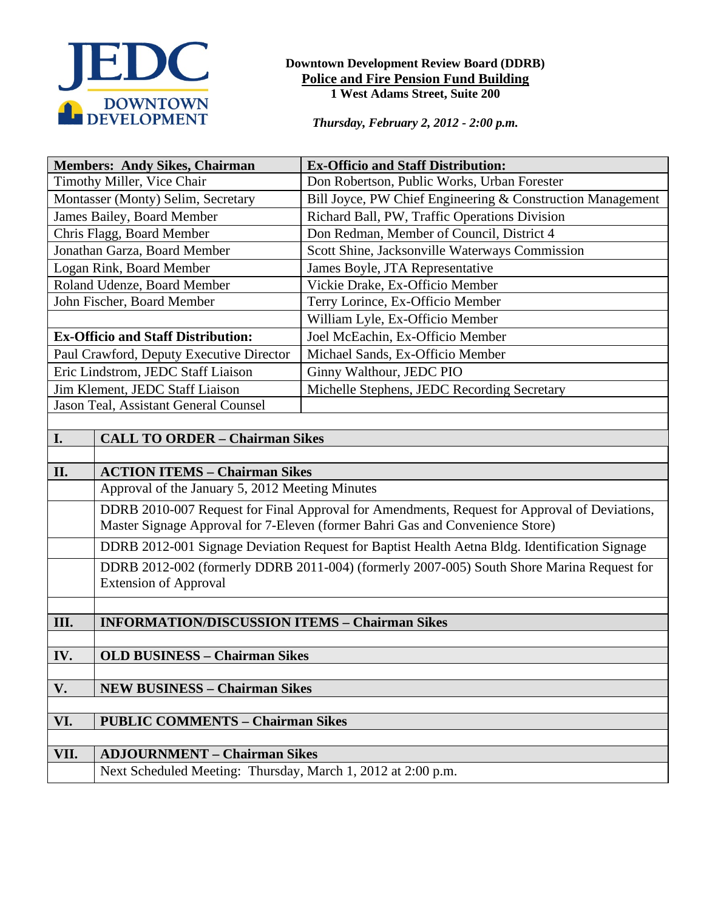JEDC DOWNTOWN DEVELOPMENT

**Downtown Development Review Board (DDRB)**
**Police and Fire Pension Fund Building**
**1 West Adams Street, Suite 200**

***Thursday, February 2, 2012 - 2:00 p.m.***

| **Members: Andy Sikes, Chairman** | **Ex-Officio and Staff Distribution:** |
|---|---|
| Timothy Miller, Vice Chair | Don Robertson, Public Works, Urban Forester |
| Montasser (Monty) Selim, Secretary | Bill Joyce, PW Chief Engineering & Construction Management |
| James Bailey, Board Member | Richard Ball, PW, Traffic Operations Division |
| Chris Flagg, Board Member | Don Redman, Member of Council, District 4 |
| Jonathan Garza, Board Member | Scott Shine, Jacksonville Waterways Commission |
| Logan Rink, Board Member | James Boyle, JTA Representative |
| Roland Udenze, Board Member | Vickie Drake, Ex-Officio Member |
| John Fischer, Board Member | Terry Lorince, Ex-Officio Member |
| | William Lyle, Ex-Officio Member |
| **Ex-Officio and Staff Distribution:** | Joel McEachin, Ex-Officio Member |
| Paul Crawford, Deputy Executive Director | Michael Sands, Ex-Officio Member |
| Eric Lindstrom, JEDC Staff Liaison | Ginny Walthour, JEDC PIO |
| Jim Klement, JEDC Staff Liaison | Michelle Stephens, JEDC Recording Secretary |
| Jason Teal, Assistant General Counsel | |

| | |
|---|---|
| **I.** | **CALL TO ORDER – Chairman Sikes** |
| | |
| **II.** | **ACTION ITEMS – Chairman Sikes** |
| | Approval of the January 5, 2012 Meeting Minutes |
| | DDRB 2010-007 Request for Final Approval for Amendments, Request for Approval of Deviations, Master Signage Approval for 7-Eleven (former Bahri Gas and Convenience Store) |
| | DDRB 2012-001 Signage Deviation Request for Baptist Health Aetna Bldg. Identification Signage |
| | DDRB 2012-002 (formerly DDRB 2011-004) (formerly 2007-005) South Shore Marina Request for Extension of Approval |
| | |
| **III.** | **INFORMATION/DISCUSSION ITEMS – Chairman Sikes** |
| | |
| **IV.** | **OLD BUSINESS – Chairman Sikes** |
| | |
| **V.** | **NEW BUSINESS – Chairman Sikes** |
| | |
| **VI.** | **PUBLIC COMMENTS – Chairman Sikes** |
| | |
| **VII.** | **ADJOURNMENT – Chairman Sikes** |
| | Next Scheduled Meeting: Thursday, March 1, 2012 at 2:00 p.m. |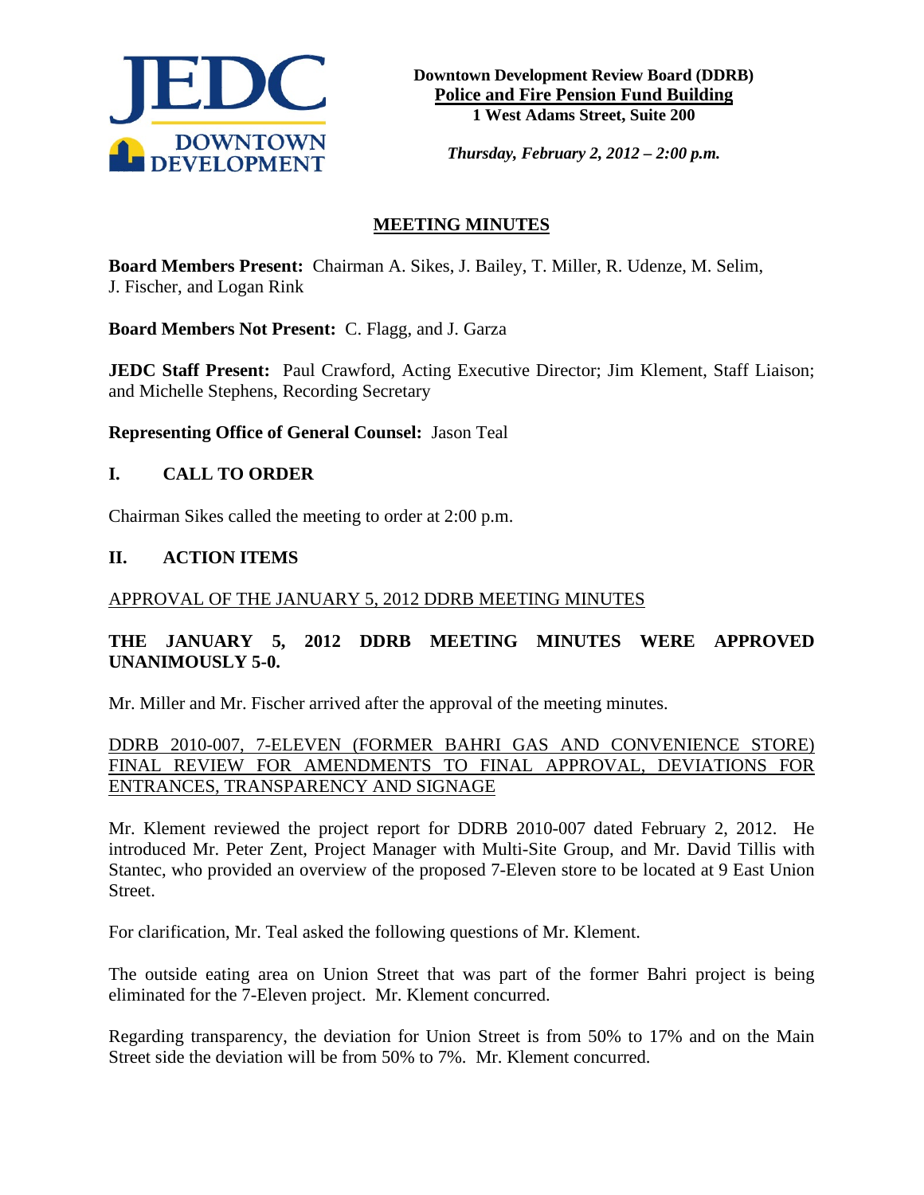**Downtown Development Review Board (DDRB)**
**Police and Fire Pension Fund Building**
**1 West Adams Street, Suite 200**

***Thursday, February 2, 2012 – 2:00 p.m.***

## MEETING MINUTES

**Board Members Present:** Chairman A. Sikes, J. Bailey, T. Miller, R. Udenze, M. Selim, J. Fischer, and Logan Rink

**Board Members Not Present:** C. Flagg, and J. Garza

**JEDC Staff Present:** Paul Crawford, Acting Executive Director; Jim Klement, Staff Liaison; and Michelle Stephens, Recording Secretary

**Representing Office of General Counsel:** Jason Teal

## I. CALL TO ORDER

Chairman Sikes called the meeting to order at 2:00 p.m.

## II. ACTION ITEMS

APPROVAL OF THE JANUARY 5, 2012 DDRB MEETING MINUTES

**THE JANUARY 5, 2012 DDRB MEETING MINUTES WERE APPROVED UNANIMOUSLY 5-0.**

Mr. Miller and Mr. Fischer arrived after the approval of the meeting minutes.

DDRB 2010-007, 7-ELEVEN (FORMER BAHRI GAS AND CONVENIENCE STORE) FINAL REVIEW FOR AMENDMENTS TO FINAL APPROVAL, DEVIATIONS FOR ENTRANCES, TRANSPARENCY AND SIGNAGE

Mr. Klement reviewed the project report for DDRB 2010-007 dated February 2, 2012. He introduced Mr. Peter Zent, Project Manager with Multi-Site Group, and Mr. David Tillis with Stantec, who provided an overview of the proposed 7-Eleven store to be located at 9 East Union Street.

For clarification, Mr. Teal asked the following questions of Mr. Klement.

The outside eating area on Union Street that was part of the former Bahri project is being eliminated for the 7-Eleven project. Mr. Klement concurred.

Regarding transparency, the deviation for Union Street is from 50% to 17% and on the Main Street side the deviation will be from 50% to 7%. Mr. Klement concurred.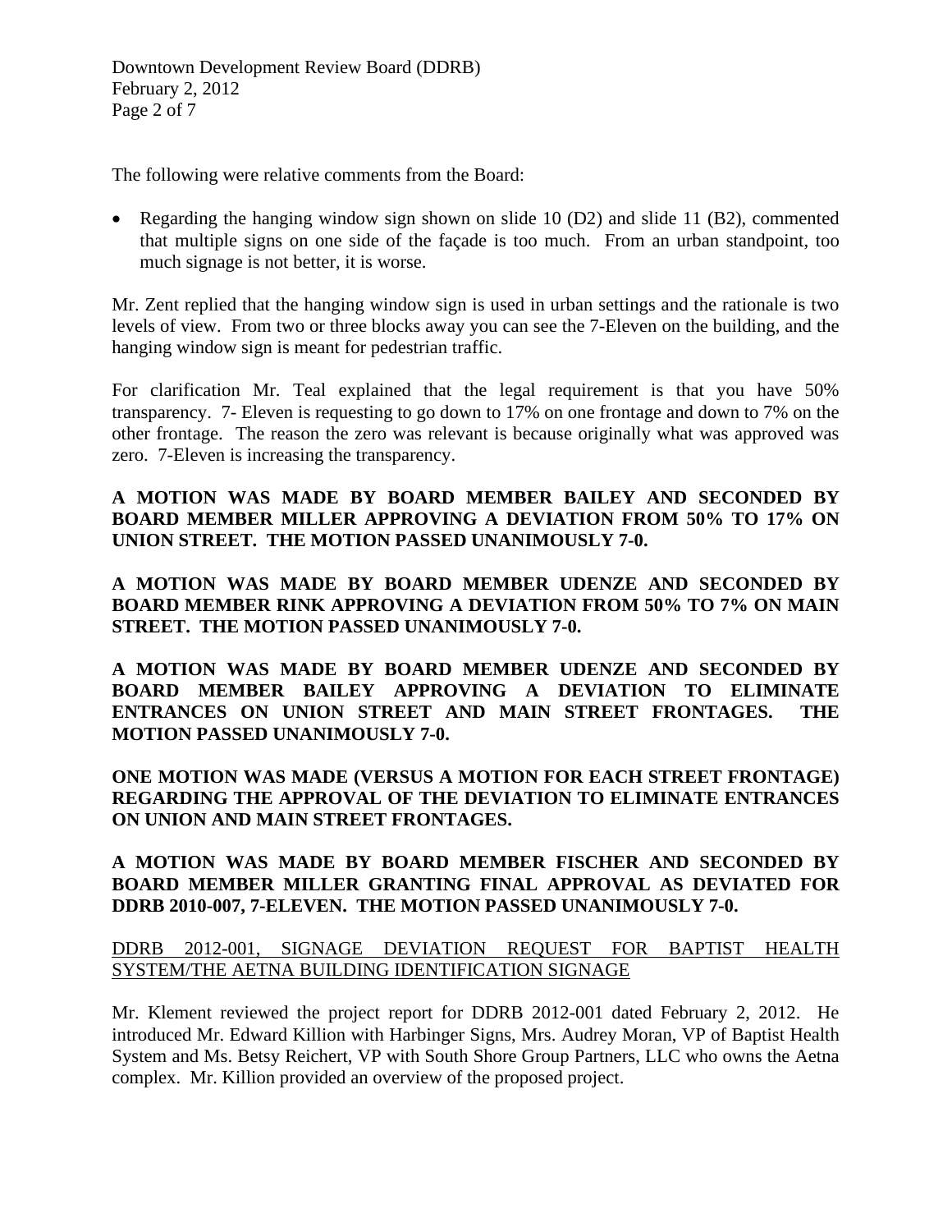The following were relative comments from the Board:

- Regarding the hanging window sign shown on slide 10 (D2) and slide 11 (B2), commented that multiple signs on one side of the façade is too much. From an urban standpoint, too much signage is not better, it is worse.

Mr. Zent replied that the hanging window sign is used in urban settings and the rationale is two levels of view. From two or three blocks away you can see the 7-Eleven on the building, and the hanging window sign is meant for pedestrian traffic.

For clarification Mr. Teal explained that the legal requirement is that you have 50% transparency. 7- Eleven is requesting to go down to 17% on one frontage and down to 7% on the other frontage. The reason the zero was relevant is because originally what was approved was zero. 7-Eleven is increasing the transparency.

**A MOTION WAS MADE BY BOARD MEMBER BAILEY AND SECONDED BY BOARD MEMBER MILLER APPROVING A DEVIATION FROM 50% TO 17% ON UNION STREET. THE MOTION PASSED UNANIMOUSLY 7-0.**

**A MOTION WAS MADE BY BOARD MEMBER UDENZE AND SECONDED BY BOARD MEMBER RINK APPROVING A DEVIATION FROM 50% TO 7% ON MAIN STREET. THE MOTION PASSED UNANIMOUSLY 7-0.**

**A MOTION WAS MADE BY BOARD MEMBER UDENZE AND SECONDED BY BOARD MEMBER BAILEY APPROVING A DEVIATION TO ELIMINATE ENTRANCES ON UNION STREET AND MAIN STREET FRONTAGES. THE MOTION PASSED UNANIMOUSLY 7-0.**

**ONE MOTION WAS MADE (VERSUS A MOTION FOR EACH STREET FRONTAGE) REGARDING THE APPROVAL OF THE DEVIATION TO ELIMINATE ENTRANCES ON UNION AND MAIN STREET FRONTAGES.**

**A MOTION WAS MADE BY BOARD MEMBER FISCHER AND SECONDED BY BOARD MEMBER MILLER GRANTING FINAL APPROVAL AS DEVIATED FOR DDRB 2010-007, 7-ELEVEN. THE MOTION PASSED UNANIMOUSLY 7-0.**

<u>DDRB 2012-001, SIGNAGE DEVIATION REQUEST FOR BAPTIST HEALTH SYSTEM/THE AETNA BUILDING IDENTIFICATION SIGNAGE</u>

Mr. Klement reviewed the project report for DDRB 2012-001 dated February 2, 2012. He introduced Mr. Edward Killion with Harbinger Signs, Mrs. Audrey Moran, VP of Baptist Health System and Ms. Betsy Reichert, VP with South Shore Group Partners, LLC who owns the Aetna complex. Mr. Killion provided an overview of the proposed project.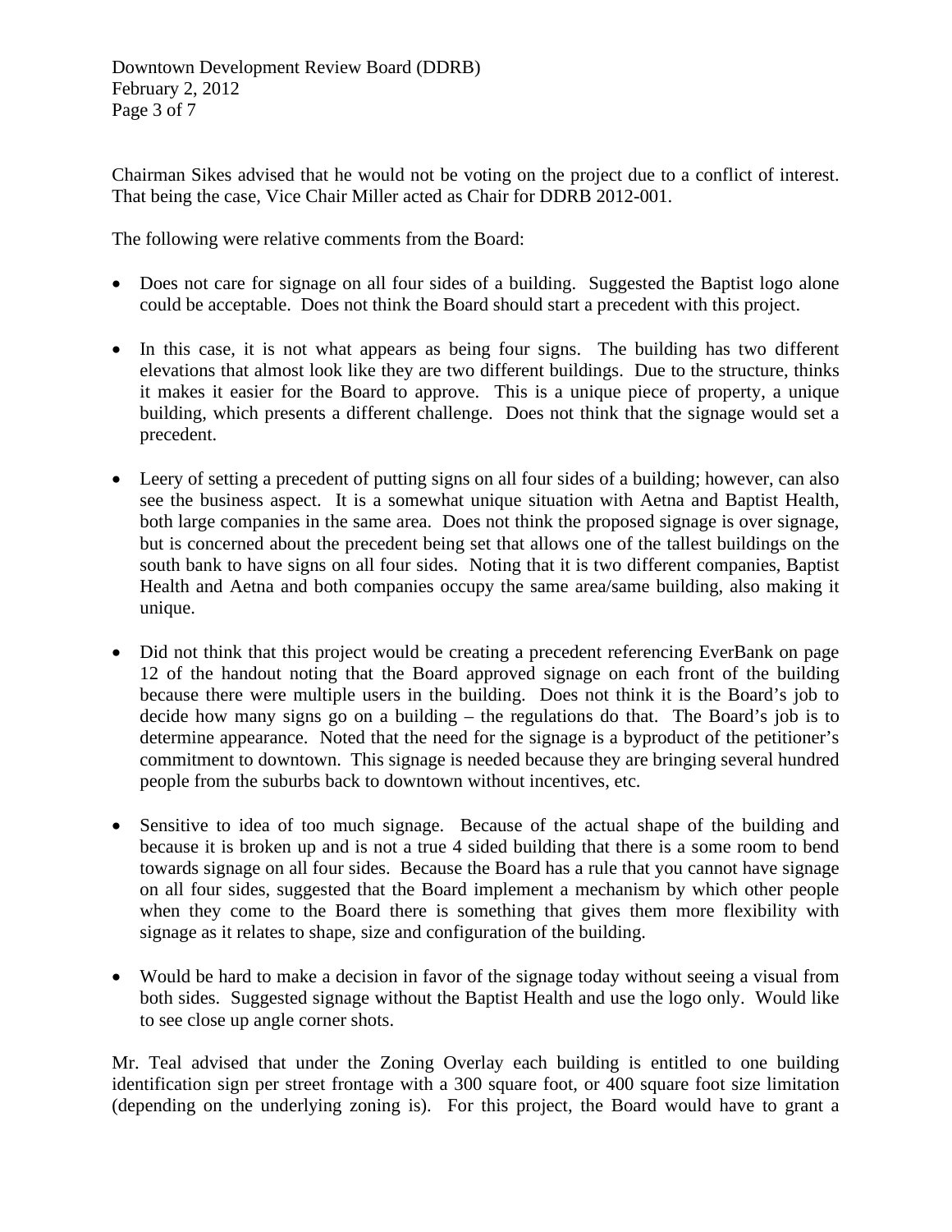Chairman Sikes advised that he would not be voting on the project due to a conflict of interest. That being the case, Vice Chair Miller acted as Chair for DDRB 2012-001.

The following were relative comments from the Board:

- Does not care for signage on all four sides of a building. Suggested the Baptist logo alone could be acceptable. Does not think the Board should start a precedent with this project.

- In this case, it is not what appears as being four signs. The building has two different elevations that almost look like they are two different buildings. Due to the structure, thinks it makes it easier for the Board to approve. This is a unique piece of property, a unique building, which presents a different challenge. Does not think that the signage would set a precedent.

- Leery of setting a precedent of putting signs on all four sides of a building; however, can also see the business aspect. It is a somewhat unique situation with Aetna and Baptist Health, both large companies in the same area. Does not think the proposed signage is over signage, but is concerned about the precedent being set that allows one of the tallest buildings on the south bank to have signs on all four sides. Noting that it is two different companies, Baptist Health and Aetna and both companies occupy the same area/same building, also making it unique.

- Did not think that this project would be creating a precedent referencing EverBank on page 12 of the handout noting that the Board approved signage on each front of the building because there were multiple users in the building. Does not think it is the Board's job to decide how many signs go on a building – the regulations do that. The Board's job is to determine appearance. Noted that the need for the signage is a byproduct of the petitioner's commitment to downtown. This signage is needed because they are bringing several hundred people from the suburbs back to downtown without incentives, etc.

- Sensitive to idea of too much signage. Because of the actual shape of the building and because it is broken up and is not a true 4 sided building that there is a some room to bend towards signage on all four sides. Because the Board has a rule that you cannot have signage on all four sides, suggested that the Board implement a mechanism by which other people when they come to the Board there is something that gives them more flexibility with signage as it relates to shape, size and configuration of the building.

- Would be hard to make a decision in favor of the signage today without seeing a visual from both sides. Suggested signage without the Baptist Health and use the logo only. Would like to see close up angle corner shots.

Mr. Teal advised that under the Zoning Overlay each building is entitled to one building identification sign per street frontage with a 300 square foot, or 400 square foot size limitation (depending on the underlying zoning is). For this project, the Board would have to grant a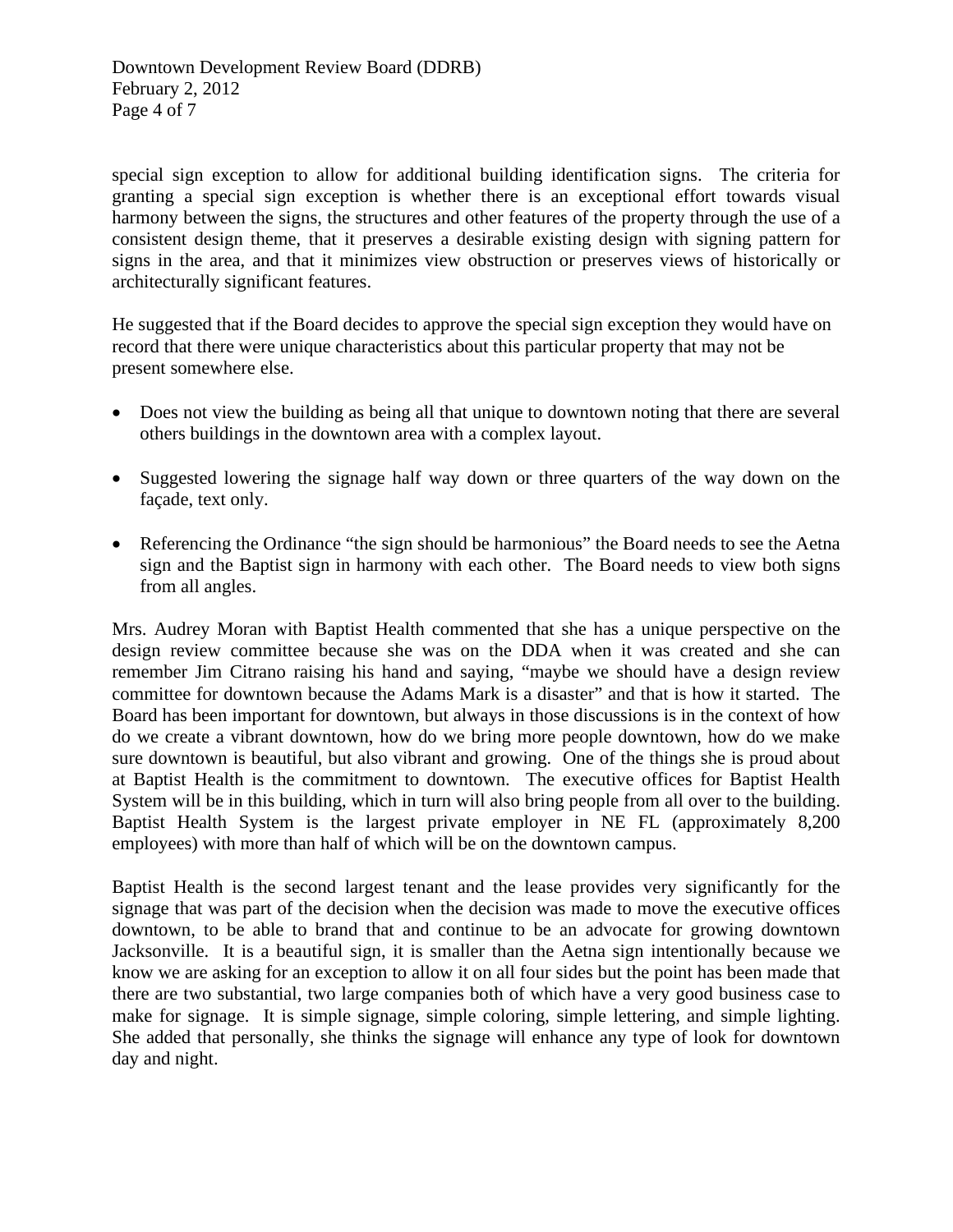special sign exception to allow for additional building identification signs. The criteria for granting a special sign exception is whether there is an exceptional effort towards visual harmony between the signs, the structures and other features of the property through the use of a consistent design theme, that it preserves a desirable existing design with signing pattern for signs in the area, and that it minimizes view obstruction or preserves views of historically or architecturally significant features.

He suggested that if the Board decides to approve the special sign exception they would have on record that there were unique characteristics about this particular property that may not be present somewhere else.

- Does not view the building as being all that unique to downtown noting that there are several others buildings in the downtown area with a complex layout.
- Suggested lowering the signage half way down or three quarters of the way down on the façade, text only.
- Referencing the Ordinance "the sign should be harmonious" the Board needs to see the Aetna sign and the Baptist sign in harmony with each other. The Board needs to view both signs from all angles.

Mrs. Audrey Moran with Baptist Health commented that she has a unique perspective on the design review committee because she was on the DDA when it was created and she can remember Jim Citrano raising his hand and saying, "maybe we should have a design review committee for downtown because the Adams Mark is a disaster" and that is how it started. The Board has been important for downtown, but always in those discussions is in the context of how do we create a vibrant downtown, how do we bring more people downtown, how do we make sure downtown is beautiful, but also vibrant and growing. One of the things she is proud about at Baptist Health is the commitment to downtown. The executive offices for Baptist Health System will be in this building, which in turn will also bring people from all over to the building. Baptist Health System is the largest private employer in NE FL (approximately 8,200 employees) with more than half of which will be on the downtown campus.

Baptist Health is the second largest tenant and the lease provides very significantly for the signage that was part of the decision when the decision was made to move the executive offices downtown, to be able to brand that and continue to be an advocate for growing downtown Jacksonville. It is a beautiful sign, it is smaller than the Aetna sign intentionally because we know we are asking for an exception to allow it on all four sides but the point has been made that there are two substantial, two large companies both of which have a very good business case to make for signage. It is simple signage, simple coloring, simple lettering, and simple lighting. She added that personally, she thinks the signage will enhance any type of look for downtown day and night.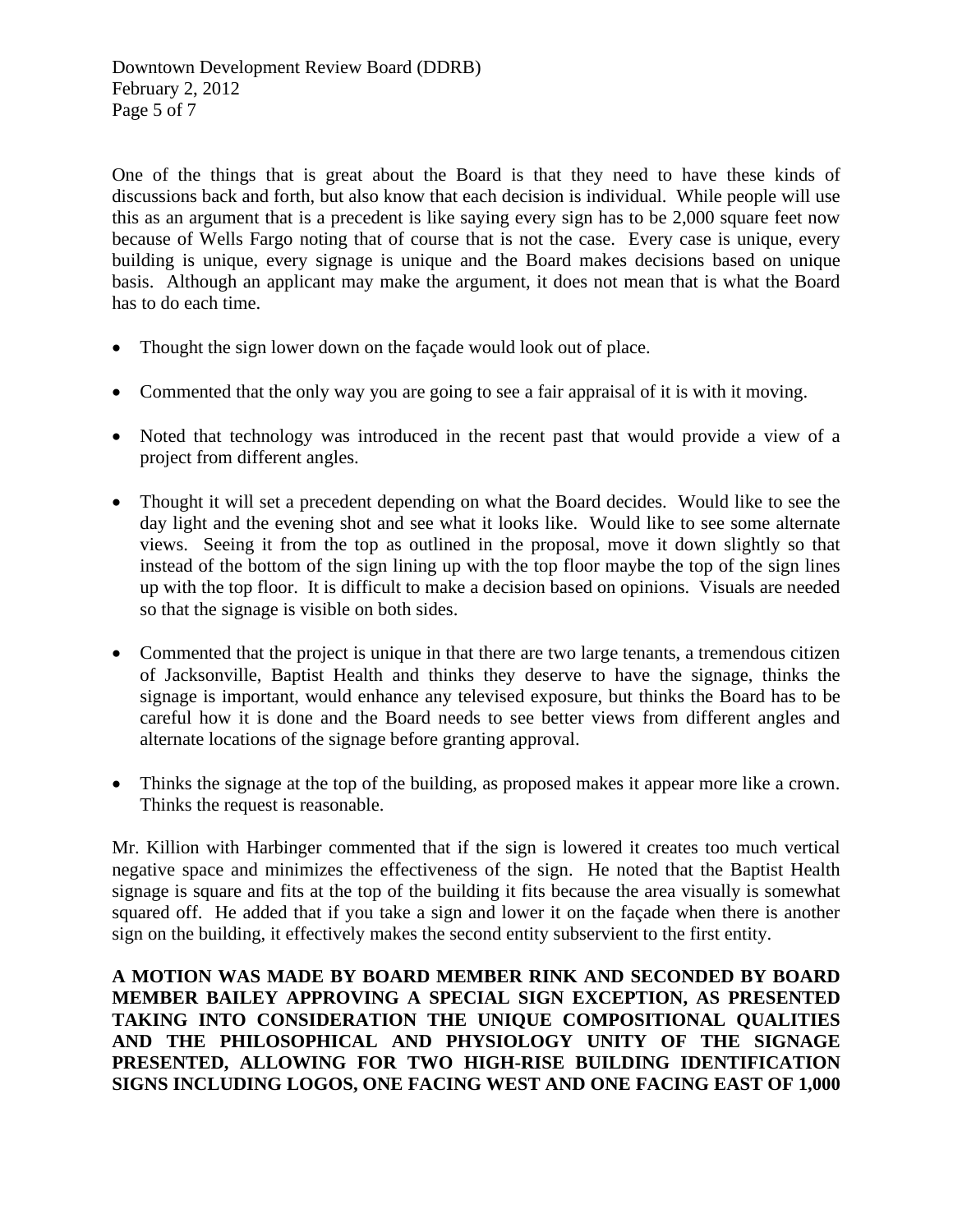One of the things that is great about the Board is that they need to have these kinds of discussions back and forth, but also know that each decision is individual. While people will use this as an argument that is a precedent is like saying every sign has to be 2,000 square feet now because of Wells Fargo noting that of course that is not the case. Every case is unique, every building is unique, every signage is unique and the Board makes decisions based on unique basis. Although an applicant may make the argument, it does not mean that is what the Board has to do each time.

- Thought the sign lower down on the façade would look out of place.
- Commented that the only way you are going to see a fair appraisal of it is with it moving.
- Noted that technology was introduced in the recent past that would provide a view of a project from different angles.
- Thought it will set a precedent depending on what the Board decides. Would like to see the day light and the evening shot and see what it looks like. Would like to see some alternate views. Seeing it from the top as outlined in the proposal, move it down slightly so that instead of the bottom of the sign lining up with the top floor maybe the top of the sign lines up with the top floor. It is difficult to make a decision based on opinions. Visuals are needed so that the signage is visible on both sides.
- Commented that the project is unique in that there are two large tenants, a tremendous citizen of Jacksonville, Baptist Health and thinks they deserve to have the signage, thinks the signage is important, would enhance any televised exposure, but thinks the Board has to be careful how it is done and the Board needs to see better views from different angles and alternate locations of the signage before granting approval.
- Thinks the signage at the top of the building, as proposed makes it appear more like a crown. Thinks the request is reasonable.

Mr. Killion with Harbinger commented that if the sign is lowered it creates too much vertical negative space and minimizes the effectiveness of the sign. He noted that the Baptist Health signage is square and fits at the top of the building it fits because the area visually is somewhat squared off. He added that if you take a sign and lower it on the façade when there is another sign on the building, it effectively makes the second entity subservient to the first entity.

**A MOTION WAS MADE BY BOARD MEMBER RINK AND SECONDED BY BOARD MEMBER BAILEY APPROVING A SPECIAL SIGN EXCEPTION, AS PRESENTED TAKING INTO CONSIDERATION THE UNIQUE COMPOSITIONAL QUALITIES AND THE PHILOSOPHICAL AND PHYSIOLOGY UNITY OF THE SIGNAGE PRESENTED, ALLOWING FOR TWO HIGH-RISE BUILDING IDENTIFICATION SIGNS INCLUDING LOGOS, ONE FACING WEST AND ONE FACING EAST OF 1,000**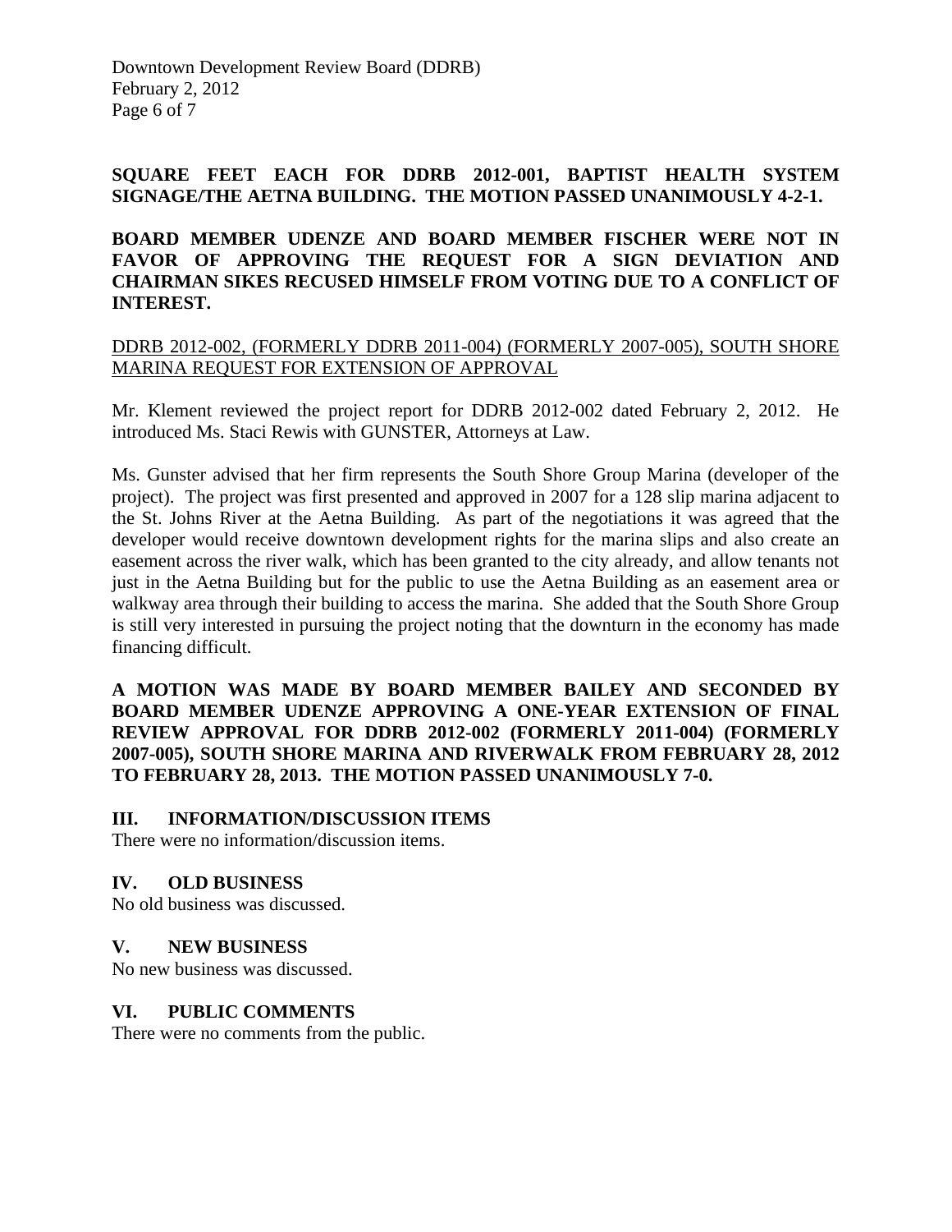**SQUARE FEET EACH FOR DDRB 2012-001, BAPTIST HEALTH SYSTEM SIGNAGE/THE AETNA BUILDING. THE MOTION PASSED UNANIMOUSLY 4-2-1.**

**BOARD MEMBER UDENZE AND BOARD MEMBER FISCHER WERE NOT IN FAVOR OF APPROVING THE REQUEST FOR A SIGN DEVIATION AND CHAIRMAN SIKES RECUSED HIMSELF FROM VOTING DUE TO A CONFLICT OF INTEREST.**

<u>DDRB 2012-002, (FORMERLY DDRB 2011-004) (FORMERLY 2007-005), SOUTH SHORE MARINA REQUEST FOR EXTENSION OF APPROVAL</u>

Mr. Klement reviewed the project report for DDRB 2012-002 dated February 2, 2012. He introduced Ms. Staci Rewis with GUNSTER, Attorneys at Law.

Ms. Gunster advised that her firm represents the South Shore Group Marina (developer of the project). The project was first presented and approved in 2007 for a 128 slip marina adjacent to the St. Johns River at the Aetna Building. As part of the negotiations it was agreed that the developer would receive downtown development rights for the marina slips and also create an easement across the river walk, which has been granted to the city already, and allow tenants not just in the Aetna Building but for the public to use the Aetna Building as an easement area or walkway area through their building to access the marina. She added that the South Shore Group is still very interested in pursuing the project noting that the downturn in the economy has made financing difficult.

**A MOTION WAS MADE BY BOARD MEMBER BAILEY AND SECONDED BY BOARD MEMBER UDENZE APPROVING A ONE-YEAR EXTENSION OF FINAL REVIEW APPROVAL FOR DDRB 2012-002 (FORMERLY 2011-004) (FORMERLY 2007-005), SOUTH SHORE MARINA AND RIVERWALK FROM FEBRUARY 28, 2012 TO FEBRUARY 28, 2013. THE MOTION PASSED UNANIMOUSLY 7-0.**

## III. INFORMATION/DISCUSSION ITEMS

There were no information/discussion items.

## IV. OLD BUSINESS

No old business was discussed.

## V. NEW BUSINESS

No new business was discussed.

## VI. PUBLIC COMMENTS

There were no comments from the public.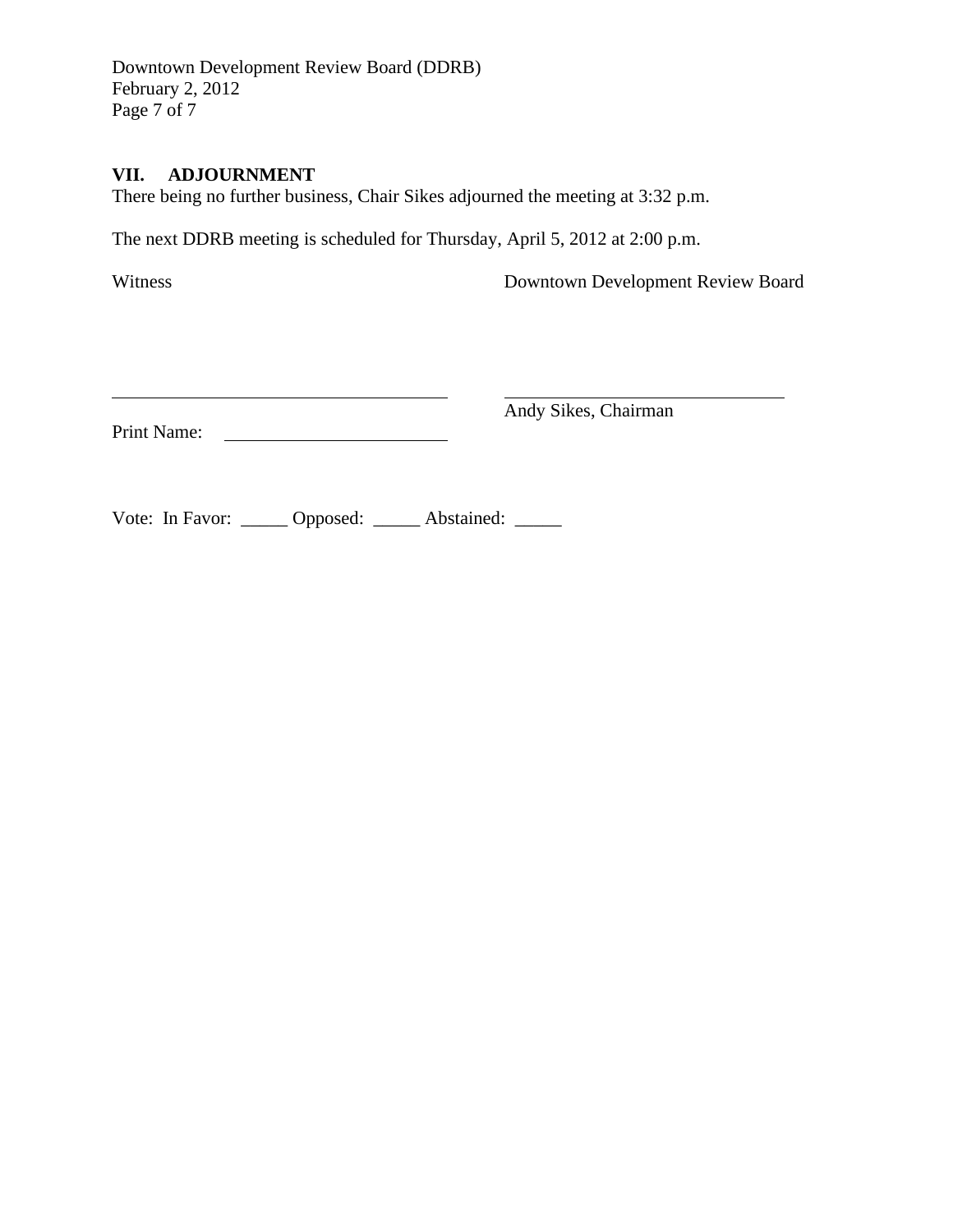## VII. ADJOURNMENT

There being no further business, Chair Sikes adjourned the meeting at 3:32 p.m.

The next DDRB meeting is scheduled for Thursday, April 5, 2012 at 2:00 p.m.

| | |
|---|---|
| Witness | Downtown Development Review Board |
| ______________________________ | ______________________________ |
| Print Name: ____________________ | Andy Sikes, Chairman |

Vote: In Favor: _____ Opposed: _____ Abstained: _____